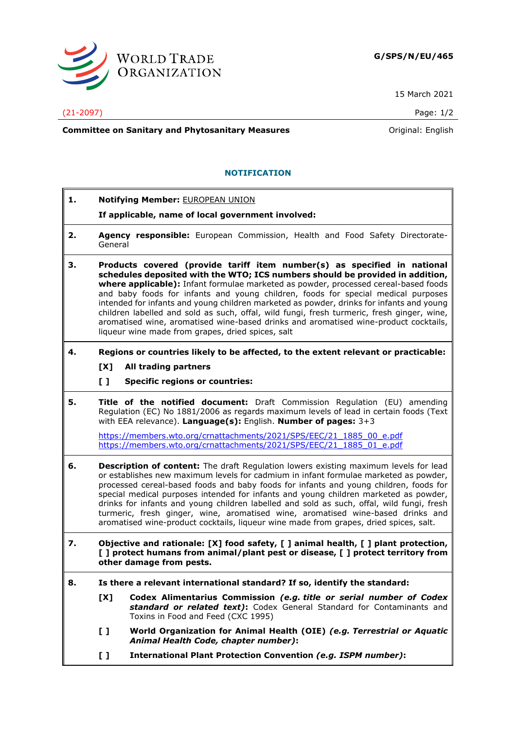**G/SPS/N/EU/465**

15 March 2021

(21-2097)

**Committee on Sanitary and Phytosanitary Measures** Original: English

## NOTIFICATION

**1. Notifying Member:** EUROPEAN UNION

**If applicable, name of local government involved:**

**2. Agency responsible:** European Commission, Health and Food Safety Directorate-General

**3. Products covered (provide tariff item number(s) as specified in national schedules deposited with the WTO; ICS numbers should be provided in addition, where applicable):** Infant formulae marketed as powder, processed cereal-based foods and baby foods for infants and young children, foods for special medical purposes intended for infants and young children marketed as powder, drinks for infants and young children labelled and sold as such, offal, wild fungi, fresh turmeric, fresh ginger, wine, aromatised wine, aromatised wine-based drinks and aromatised wine-product cocktails, liqueur wine made from grapes, dried spices, salt

**4. Regions or countries likely to be affected, to the extent relevant or practicable:**

**[X] All trading partners**

**[ ] Specific regions or countries:**

**5. Title of the notified document:** Draft Commission Regulation (EU) amending Regulation (EC) No 1881/2006 as regards maximum levels of lead in certain foods (Text with EEA relevance). **Language(s):** English. **Number of pages:** 3+3

https://members.wto.org/crnattachments/2021/SPS/EEC/21_1885_00_e.pdf
https://members.wto.org/crnattachments/2021/SPS/EEC/21_1885_01_e.pdf

**6. Description of content:** The draft Regulation lowers existing maximum levels for lead or establishes new maximum levels for cadmium in infant formulae marketed as powder, processed cereal-based foods and baby foods for infants and young children, foods for special medical purposes intended for infants and young children marketed as powder, drinks for infants and young children labelled and sold as such, offal, wild fungi, fresh turmeric, fresh ginger, wine, aromatised wine, aromatised wine-based drinks and aromatised wine-product cocktails, liqueur wine made from grapes, dried spices, salt.

**7. Objective and rationale: [X] food safety, [ ] animal health, [ ] plant protection, [ ] protect humans from animal/plant pest or disease, [ ] protect territory from other damage from pests.**

**8. Is there a relevant international standard? If so, identify the standard:**

**[X] Codex Alimentarius Commission *(e.g. title or serial number of Codex standard or related text)*:** Codex General Standard for Contaminants and Toxins in Food and Feed (CXC 1995)

**[ ] World Organization for Animal Health (OIE) *(e.g. Terrestrial or Aquatic Animal Health Code, chapter number)*:**

**[ ] International Plant Protection Convention *(e.g. ISPM number)*:**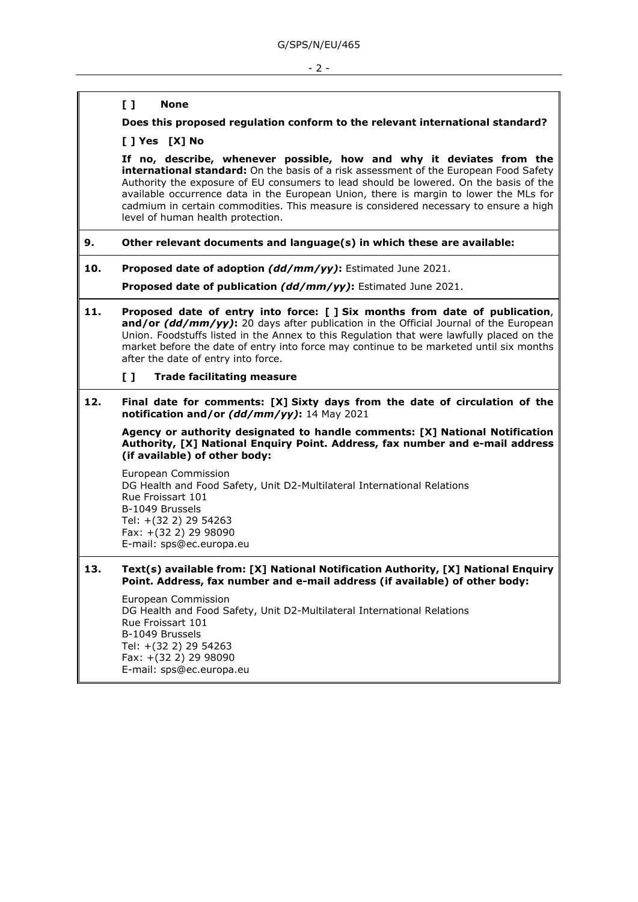**[ ] None**

**Does this proposed regulation conform to the relevant international standard?**

**[ ] Yes [X] No**

**If no, describe, whenever possible, how and why it deviates from the international standard:** On the basis of a risk assessment of the European Food Safety Authority the exposure of EU consumers to lead should be lowered. On the basis of the available occurrence data in the European Union, there is margin to lower the MLs for cadmium in certain commodities. This measure is considered necessary to ensure a high level of human health protection.

**9. Other relevant documents and language(s) in which these are available:**

**10. Proposed date of adoption *(dd/mm/yy)*:** Estimated June 2021.

**Proposed date of publication *(dd/mm/yy)*:** Estimated June 2021.

**11. Proposed date of entry into force: [ ] Six months from date of publication, and/or *(dd/mm/yy)*:** 20 days after publication in the Official Journal of the European Union. Foodstuffs listed in the Annex to this Regulation that were lawfully placed on the market before the date of entry into force may continue to be marketed until six months after the date of entry into force.

**[ ] Trade facilitating measure**

**12. Final date for comments: [X] Sixty days from the date of circulation of the notification and/or *(dd/mm/yy)*:** 14 May 2021

**Agency or authority designated to handle comments: [X] National Notification Authority, [X] National Enquiry Point. Address, fax number and e-mail address (if available) of other body:**

European Commission
DG Health and Food Safety, Unit D2-Multilateral International Relations
Rue Froissart 101
B-1049 Brussels
Tel: +(32 2) 29 54263
Fax: +(32 2) 29 98090
E-mail: sps@ec.europa.eu

**13. Text(s) available from: [X] National Notification Authority, [X] National Enquiry Point. Address, fax number and e-mail address (if available) of other body:**

European Commission
DG Health and Food Safety, Unit D2-Multilateral International Relations
Rue Froissart 101
B-1049 Brussels
Tel: +(32 2) 29 54263
Fax: +(32 2) 29 98090
E-mail: sps@ec.europa.eu